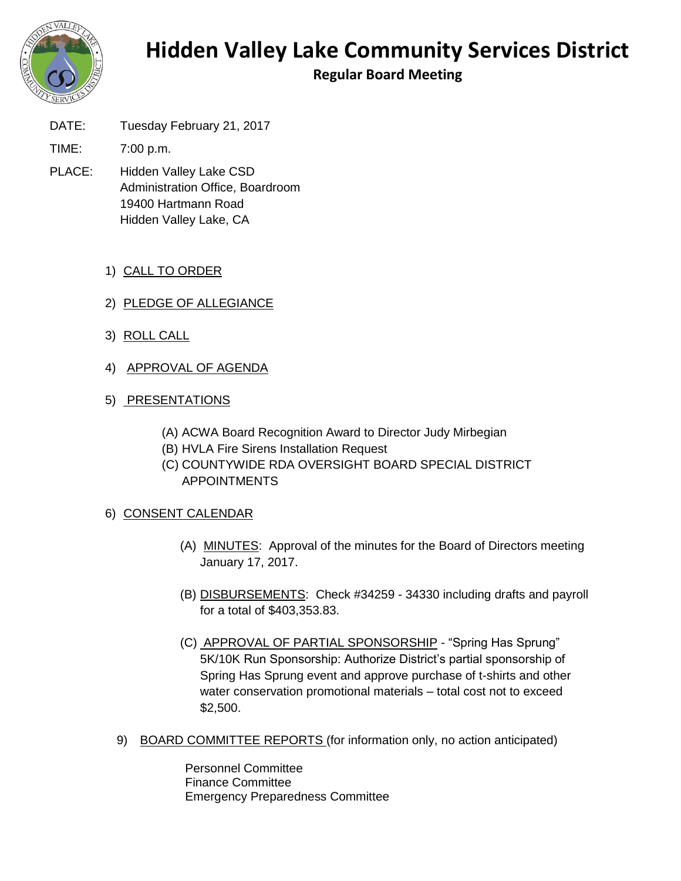# Hidden Valley Lake Community Services District

## Regular Board Meeting

DATE: Tuesday February 21, 2017

TIME: 7:00 p.m.

PLACE: Hidden Valley Lake CSD
Administration Office, Boardroom
19400 Hartmann Road
Hidden Valley Lake, CA

1) CALL TO ORDER

2) PLEDGE OF ALLEGIANCE

3) ROLL CALL

4) APPROVAL OF AGENDA

5) PRESENTATIONS

   (A) ACWA Board Recognition Award to Director Judy Mirbegian
   (B) HVLA Fire Sirens Installation Request
   (C) COUNTYWIDE RDA OVERSIGHT BOARD SPECIAL DISTRICT APPOINTMENTS

6) CONSENT CALENDAR

   (A) MINUTES: Approval of the minutes for the Board of Directors meeting January 17, 2017.

   (B) DISBURSEMENTS: Check #34259 - 34330 including drafts and payroll for a total of $403,353.83.

   (C) APPROVAL OF PARTIAL SPONSORSHIP - "Spring Has Sprung" 5K/10K Run Sponsorship: Authorize District's partial sponsorship of Spring Has Sprung event and approve purchase of t-shirts and other water conservation promotional materials – total cost not to exceed $2,500.

9) BOARD COMMITTEE REPORTS (for information only, no action anticipated)

   Personnel Committee
   Finance Committee
   Emergency Preparedness Committee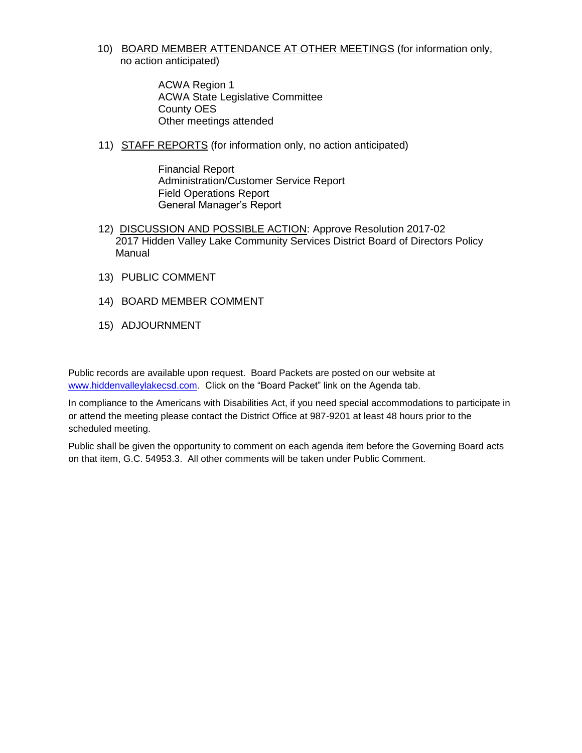10) BOARD MEMBER ATTENDANCE AT OTHER MEETINGS (for information only, no action anticipated)

ACWA Region 1
ACWA State Legislative Committee
County OES
Other meetings attended

11) STAFF REPORTS (for information only, no action anticipated)

Financial Report
Administration/Customer Service Report
Field Operations Report
General Manager's Report

12) DISCUSSION AND POSSIBLE ACTION: Approve Resolution 2017-02 2017 Hidden Valley Lake Community Services District Board of Directors Policy Manual

13) PUBLIC COMMENT

14) BOARD MEMBER COMMENT

15) ADJOURNMENT

Public records are available upon request. Board Packets are posted on our website at www.hiddenvalleylakecsd.com. Click on the "Board Packet" link on the Agenda tab.

In compliance to the Americans with Disabilities Act, if you need special accommodations to participate in or attend the meeting please contact the District Office at 987-9201 at least 48 hours prior to the scheduled meeting.

Public shall be given the opportunity to comment on each agenda item before the Governing Board acts on that item, G.C. 54953.3. All other comments will be taken under Public Comment.